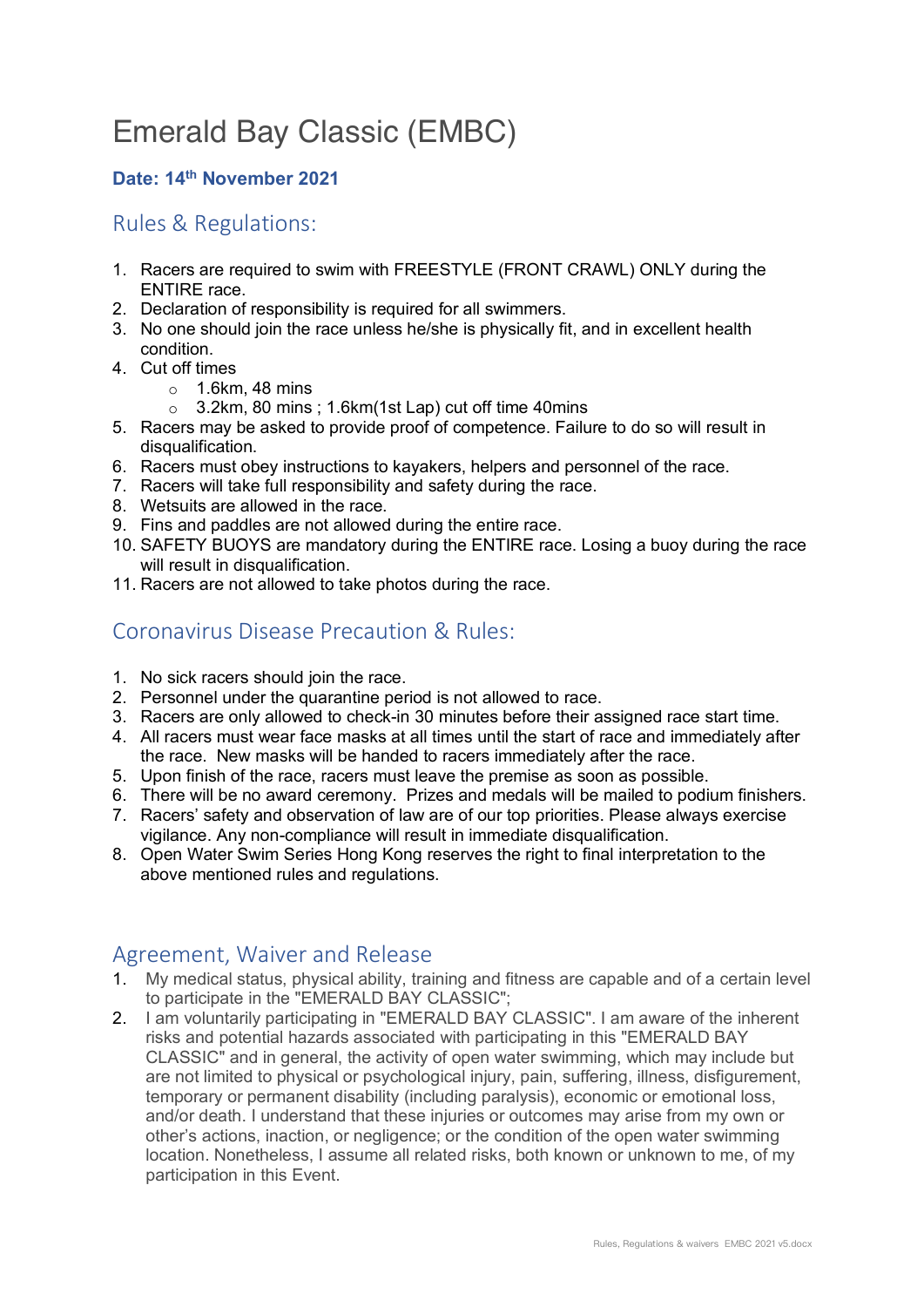# Emerald Bay Classic (EMBC)

**Date: 14th November 2021**

## Rules & Regulations:

1. Racers are required to swim with FREESTYLE (FRONT CRAWL) ONLY during the ENTIRE race.
2. Declaration of responsibility is required for all swimmers.
3. No one should join the race unless he/she is physically fit, and in excellent health condition.
4. Cut off times
    - 1.6km, 48 mins
    - 3.2km, 80 mins ; 1.6km(1st Lap) cut off time 40mins
5. Racers may be asked to provide proof of competence. Failure to do so will result in disqualification.
6. Racers must obey instructions to kayakers, helpers and personnel of the race.
7. Racers will take full responsibility and safety during the race.
8. Wetsuits are allowed in the race.
9. Fins and paddles are not allowed during the entire race.
10. SAFETY BUOYS are mandatory during the ENTIRE race. Losing a buoy during the race will result in disqualification.
11. Racers are not allowed to take photos during the race.

## Coronavirus Disease Precaution & Rules:

1. No sick racers should join the race.
2. Personnel under the quarantine period is not allowed to race.
3. Racers are only allowed to check-in 30 minutes before their assigned race start time.
4. All racers must wear face masks at all times until the start of race and immediately after the race. New masks will be handed to racers immediately after the race.
5. Upon finish of the race, racers must leave the premise as soon as possible.
6. There will be no award ceremony. Prizes and medals will be mailed to podium finishers.
7. Racers' safety and observation of law are of our top priorities. Please always exercise vigilance. Any non-compliance will result in immediate disqualification.
8. Open Water Swim Series Hong Kong reserves the right to final interpretation to the above mentioned rules and regulations.

## Agreement, Waiver and Release

1. My medical status, physical ability, training and fitness are capable and of a certain level to participate in the "EMERALD BAY CLASSIC";
2. I am voluntarily participating in "EMERALD BAY CLASSIC". I am aware of the inherent risks and potential hazards associated with participating in this "EMERALD BAY CLASSIC" and in general, the activity of open water swimming, which may include but are not limited to physical or psychological injury, pain, suffering, illness, disfigurement, temporary or permanent disability (including paralysis), economic or emotional loss, and/or death. I understand that these injuries or outcomes may arise from my own or other's actions, inaction, or negligence; or the condition of the open water swimming location. Nonetheless, I assume all related risks, both known or unknown to me, of my participation in this Event.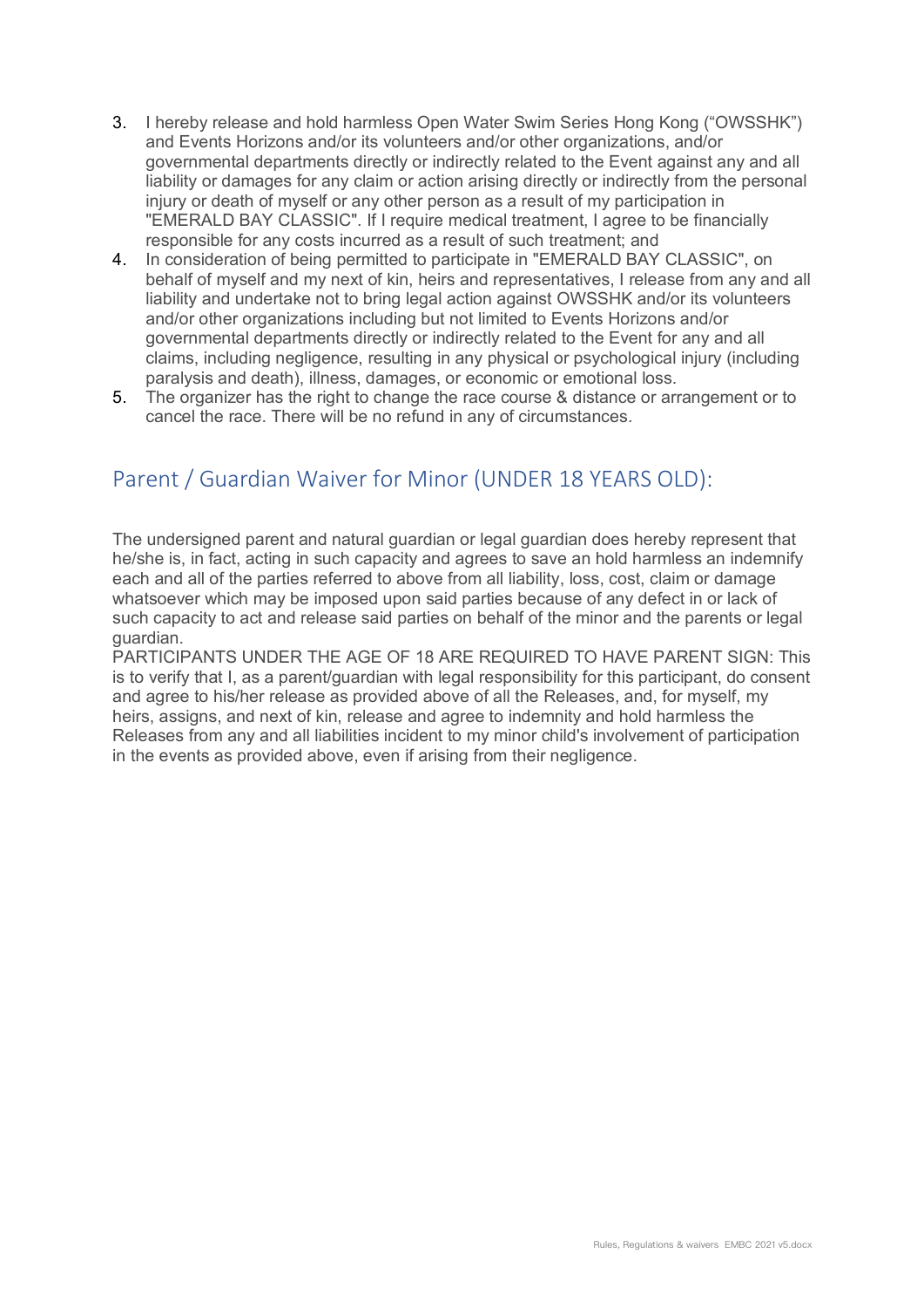3. I hereby release and hold harmless Open Water Swim Series Hong Kong ("OWSSHK") and Events Horizons and/or its volunteers and/or other organizations, and/or governmental departments directly or indirectly related to the Event against any and all liability or damages for any claim or action arising directly or indirectly from the personal injury or death of myself or any other person as a result of my participation in "EMERALD BAY CLASSIC". If I require medical treatment, I agree to be financially responsible for any costs incurred as a result of such treatment; and
4. In consideration of being permitted to participate in "EMERALD BAY CLASSIC", on behalf of myself and my next of kin, heirs and representatives, I release from any and all liability and undertake not to bring legal action against OWSSHK and/or its volunteers and/or other organizations including but not limited to Events Horizons and/or governmental departments directly or indirectly related to the Event for any and all claims, including negligence, resulting in any physical or psychological injury (including paralysis and death), illness, damages, or economic or emotional loss.
5. The organizer has the right to change the race course & distance or arrangement or to cancel the race. There will be no refund in any of circumstances.

## Parent / Guardian Waiver for Minor (UNDER 18 YEARS OLD):

The undersigned parent and natural guardian or legal guardian does hereby represent that he/she is, in fact, acting in such capacity and agrees to save an hold harmless an indemnify each and all of the parties referred to above from all liability, loss, cost, claim or damage whatsoever which may be imposed upon said parties because of any defect in or lack of such capacity to act and release said parties on behalf of the minor and the parents or legal guardian.
PARTICIPANTS UNDER THE AGE OF 18 ARE REQUIRED TO HAVE PARENT SIGN: This is to verify that I, as a parent/guardian with legal responsibility for this participant, do consent and agree to his/her release as provided above of all the Releases, and, for myself, my heirs, assigns, and next of kin, release and agree to indemnity and hold harmless the Releases from any and all liabilities incident to my minor child's involvement of participation in the events as provided above, even if arising from their negligence.